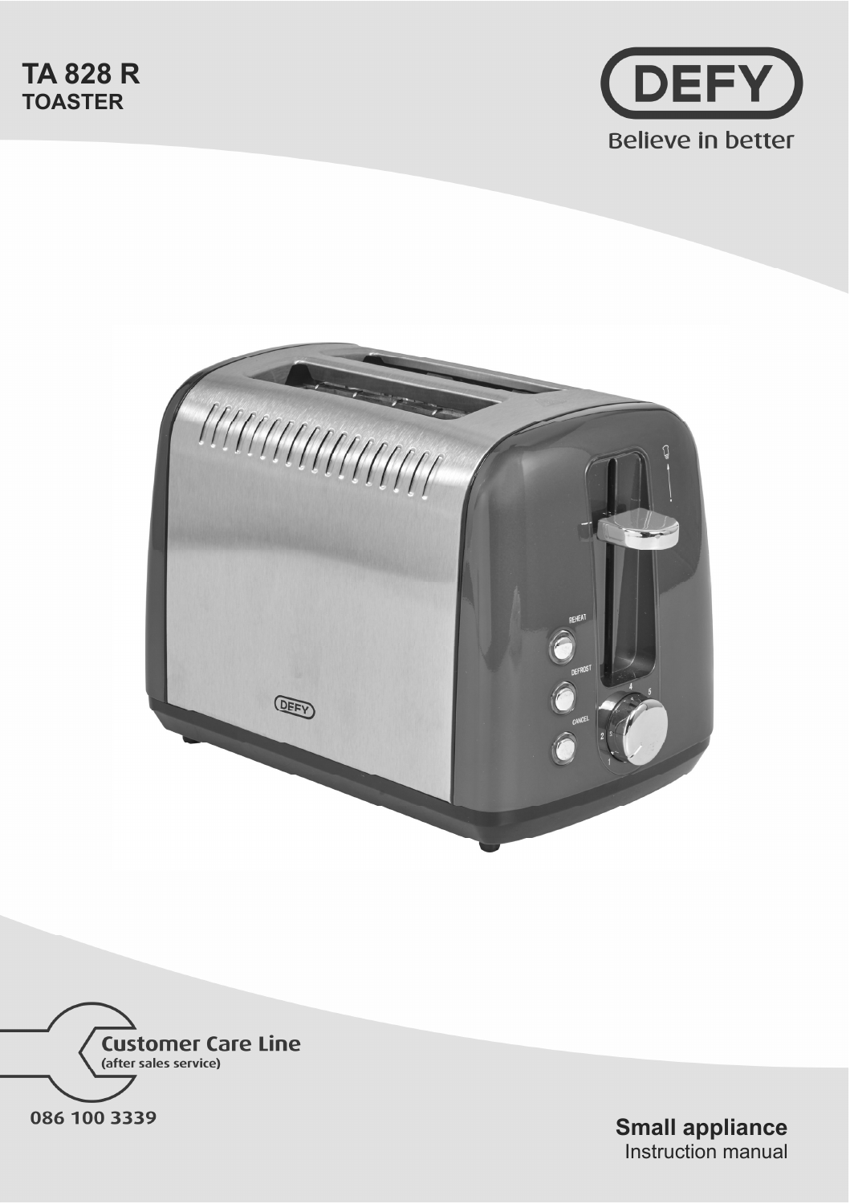# TA 828 R
## TOASTER

DEFY

Believe in better

Customer Care Line
(after sales service)

086 100 3339

**Small appliance**
Instruction manual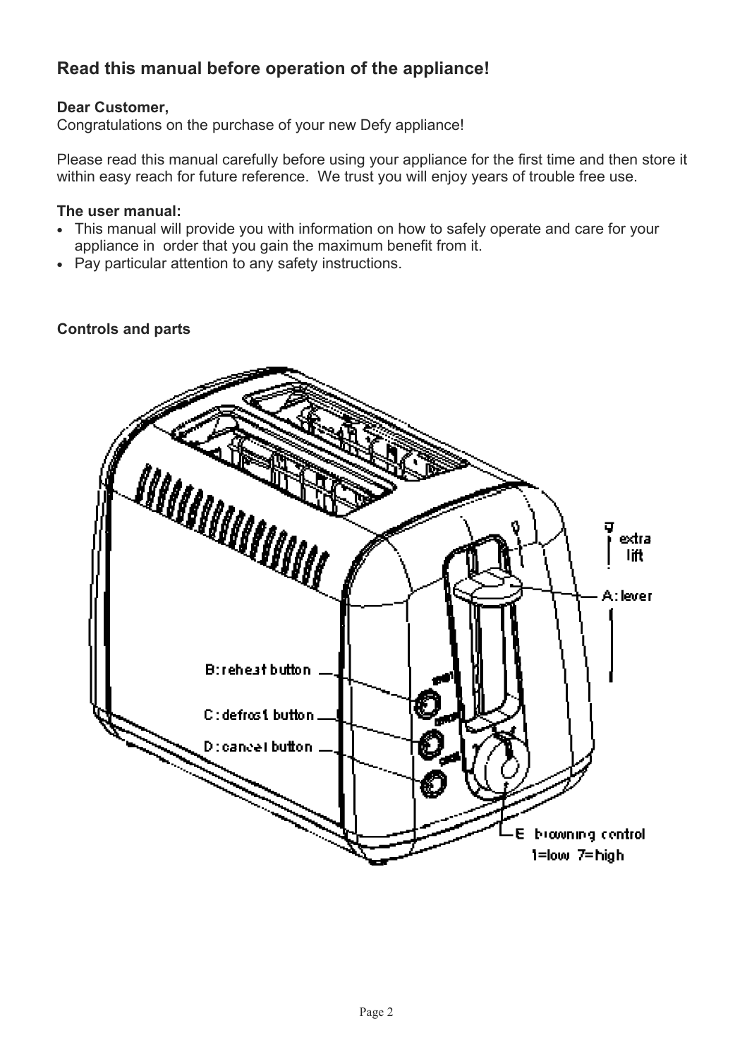## Read this manual before operation of the appliance!

**Dear Customer,**
Congratulations on the purchase of your new Defy appliance!

Please read this manual carefully before using your appliance for the first time and then store it within easy reach for future reference. We trust you will enjoy years of trouble free use.

**The user manual:**

- This manual will provide you with information on how to safely operate and care for your appliance in order that you gain the maximum benefit from it.
- Pay particular attention to any safety instructions.

**Controls and parts**

extra lift

A: lever

B: reheat button

C: defrost button

D: cancel button

E browning control
1=low 7=high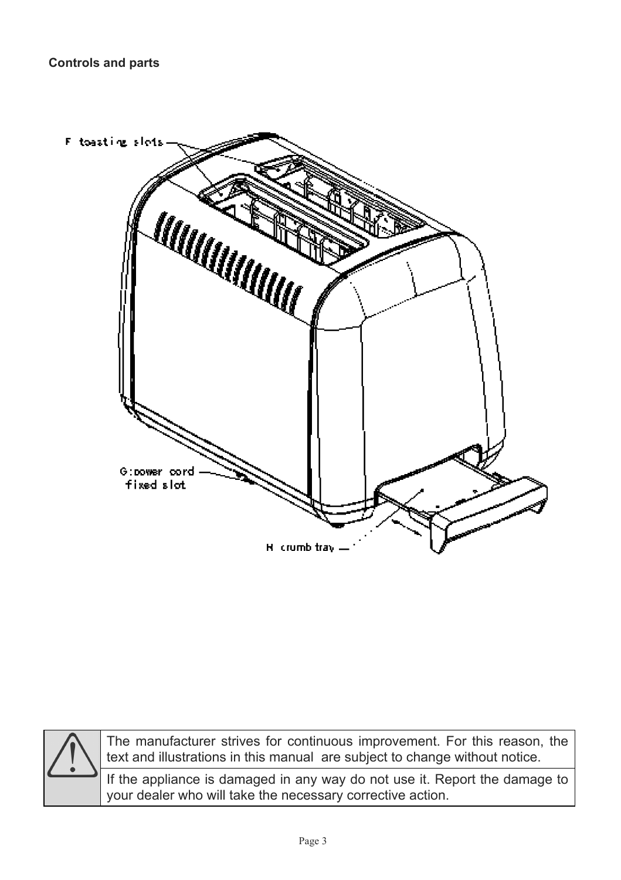**Controls and parts**

F toasting slots

G:power cord fixed slot

H crumb tray

| | |
|---|---|
| ⚠ | The manufacturer strives for continuous improvement. For this reason, the text and illustrations in this manual are subject to change without notice. |
| | If the appliance is damaged in any way do not use it. Report the damage to your dealer who will take the necessary corrective action. |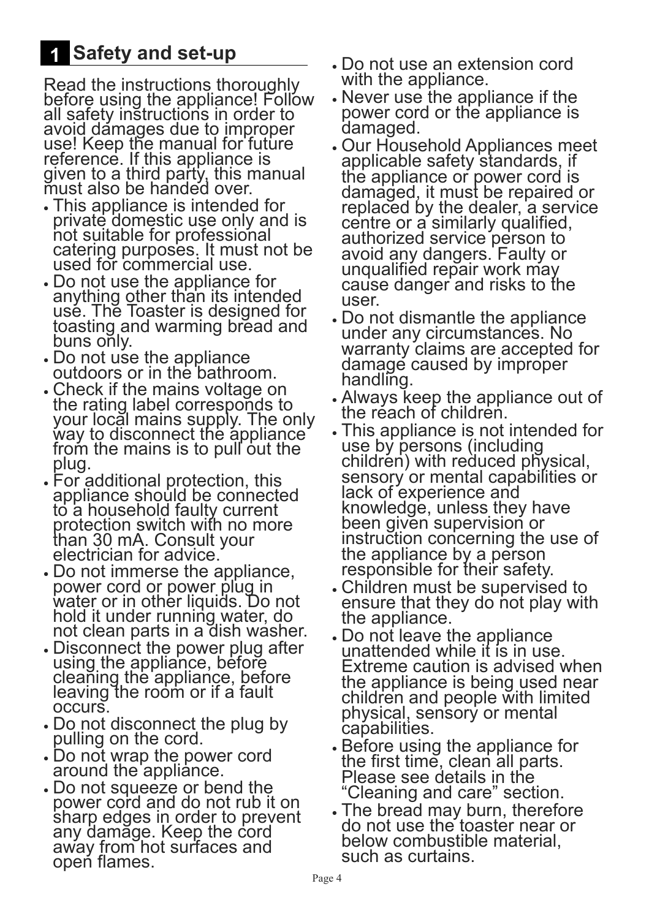## 1 Safety and set-up

Read the instructions thoroughly before using the appliance! Follow all safety instructions in order to avoid damages due to improper use! Keep the manual for future reference. If this appliance is given to a third party, this manual must also be handed over.

- This appliance is intended for private domestic use only and is not suitable for professional catering purposes. It must not be used for commercial use.
- Do not use the appliance for anything other than its intended use. The Toaster is designed for toasting and warming bread and buns only.
- Do not use the appliance outdoors or in the bathroom.
- Check if the mains voltage on the rating label corresponds to your local mains supply. The only way to disconnect the appliance from the mains is to pull out the plug.
- For additional protection, this appliance should be connected to a household faulty current protection switch with no more than 30 mA. Consult your electrician for advice.
- Do not immerse the appliance, power cord or power plug in water or in other liquids. Do not hold it under running water, do not clean parts in a dish washer.
- Disconnect the power plug after using the appliance, before cleaning the appliance, before leaving the room or if a fault occurs.
- Do not disconnect the plug by pulling on the cord.
- Do not wrap the power cord around the appliance.
- Do not squeeze or bend the power cord and do not rub it on sharp edges in order to prevent any damage. Keep the cord away from hot surfaces and open flames.
- Do not use an extension cord with the appliance.
- Never use the appliance if the power cord or the appliance is damaged.
- Our Household Appliances meet applicable safety standards, if the appliance or power cord is damaged, it must be repaired or replaced by the dealer, a service centre or a similarly qualified, authorized service person to avoid any dangers. Faulty or unqualified repair work may cause danger and risks to the user.
- Do not dismantle the appliance under any circumstances. No warranty claims are accepted for damage caused by improper handling.
- Always keep the appliance out of the reach of children.
- This appliance is not intended for use by persons (including children) with reduced physical, sensory or mental capabilities or lack of experience and knowledge, unless they have been given supervision or instruction concerning the use of the appliance by a person responsible for their safety.
- Children must be supervised to ensure that they do not play with the appliance.
- Do not leave the appliance unattended while it is in use. Extreme caution is advised when the appliance is being used near children and people with limited physical, sensory or mental capabilities.
- Before using the appliance for the first time, clean all parts. Please see details in the “Cleaning and care” section.
- The bread may burn, therefore do not use the toaster near or below combustible material, such as curtains.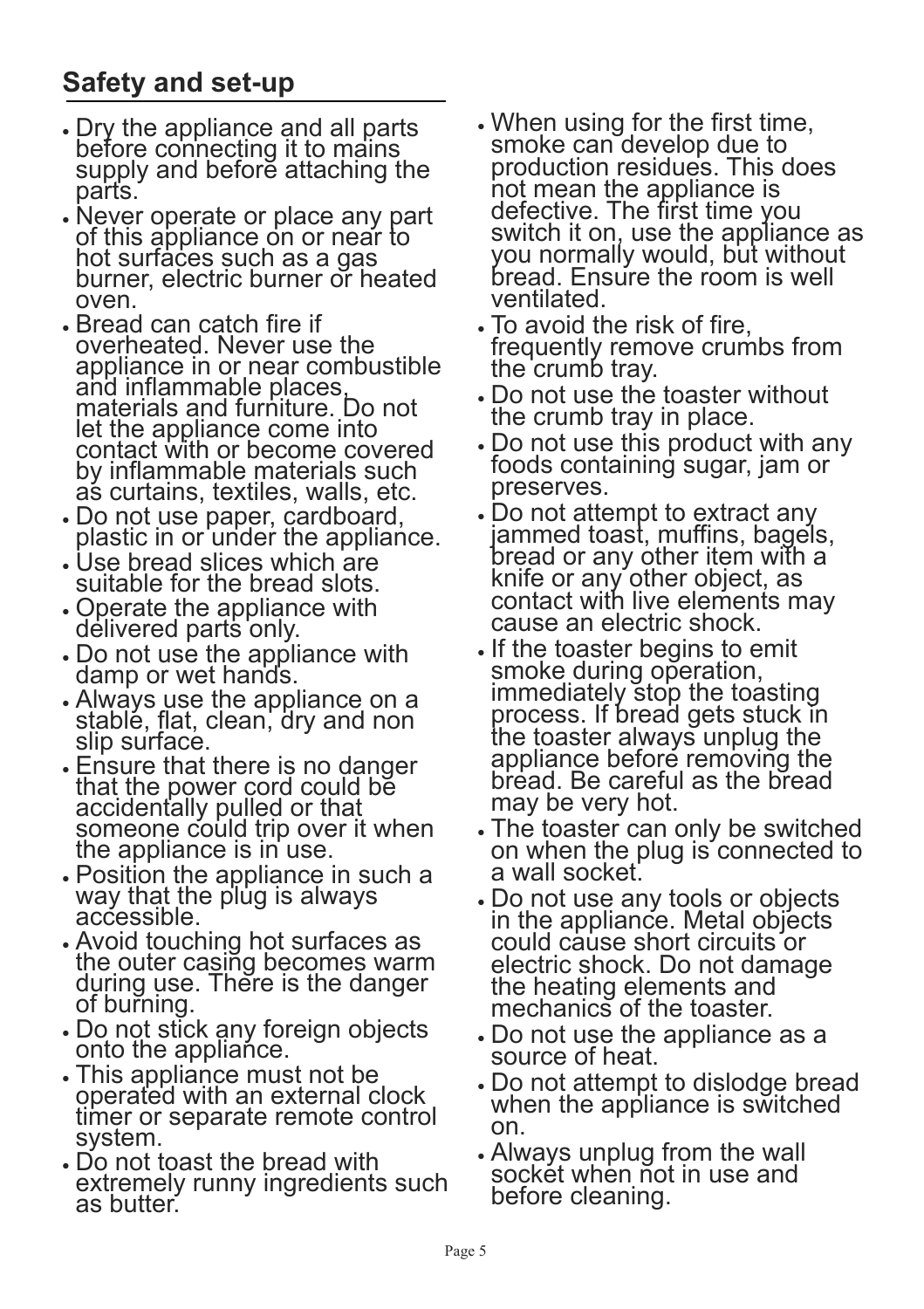## Safety and set-up

- Dry the appliance and all parts before connecting it to mains supply and before attaching the parts.
- Never operate or place any part of this appliance on or near to hot surfaces such as a gas burner, electric burner or heated oven.
- Bread can catch fire if overheated. Never use the appliance in or near combustible and inflammable places, materials and furniture. Do not let the appliance come into contact with or become covered by inflammable materials such as curtains, textiles, walls, etc.
- Do not use paper, cardboard, plastic in or under the appliance.
- Use bread slices which are suitable for the bread slots.
- Operate the appliance with delivered parts only.
- Do not use the appliance with damp or wet hands.
- Always use the appliance on a stable, flat, clean, dry and non slip surface.
- Ensure that there is no danger that the power cord could be accidentally pulled or that someone could trip over it when the appliance is in use.
- Position the appliance in such a way that the plug is always accessible.
- Avoid touching hot surfaces as the outer casing becomes warm during use. There is the danger of burning.
- Do not stick any foreign objects onto the appliance.
- This appliance must not be operated with an external clock timer or separate remote control system.
- Do not toast the bread with extremely runny ingredients such as butter.
- When using for the first time, smoke can develop due to production residues. This does not mean the appliance is defective. The first time you switch it on, use the appliance as you normally would, but without bread. Ensure the room is well ventilated.
- To avoid the risk of fire, frequently remove crumbs from the crumb tray.
- Do not use the toaster without the crumb tray in place.
- Do not use this product with any foods containing sugar, jam or preserves.
- Do not attempt to extract any jammed toast, muffins, bagels, bread or any other item with a knife or any other object, as contact with live elements may cause an electric shock.
- If the toaster begins to emit smoke during operation, immediately stop the toasting process. If bread gets stuck in the toaster always unplug the appliance before removing the bread. Be careful as the bread may be very hot.
- The toaster can only be switched on when the plug is connected to a wall socket.
- Do not use any tools or objects in the appliance. Metal objects could cause short circuits or electric shock. Do not damage the heating elements and mechanics of the toaster.
- Do not use the appliance as a source of heat.
- Do not attempt to dislodge bread when the appliance is switched on.
- Always unplug from the wall socket when not in use and before cleaning.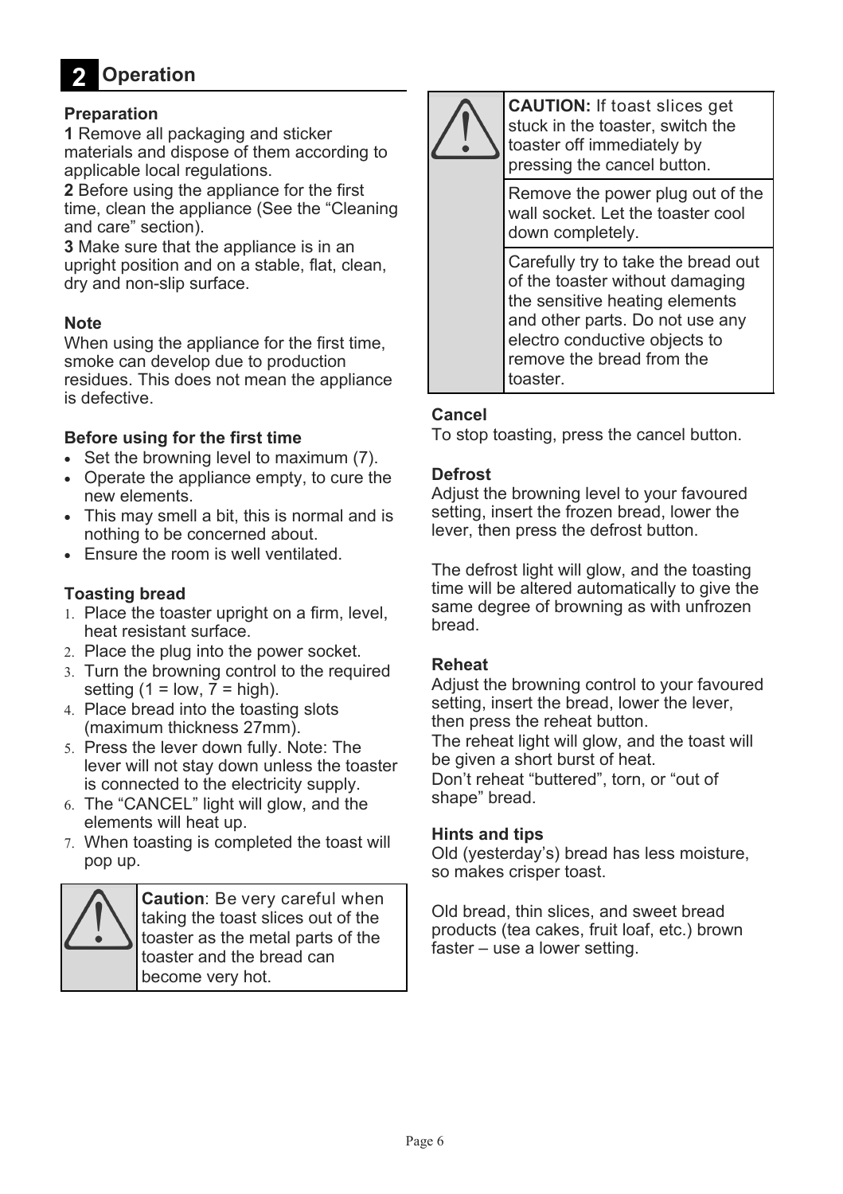## 2 Operation

### Preparation

**1** Remove all packaging and sticker materials and dispose of them according to applicable local regulations.

**2** Before using the appliance for the first time, clean the appliance (See the “Cleaning and care” section).

**3** Make sure that the appliance is in an upright position and on a stable, flat, clean, dry and non-slip surface.

### Note

When using the appliance for the first time, smoke can develop due to production residues. This does not mean the appliance is defective.

### Before using for the first time

- Set the browning level to maximum (7).
- Operate the appliance empty, to cure the new elements.
- This may smell a bit, this is normal and is nothing to be concerned about.
- Ensure the room is well ventilated.

### Toasting bread

1. Place the toaster upright on a firm, level, heat resistant surface.
2. Place the plug into the power socket.
3. Turn the browning control to the required setting (1 = low, 7 = high).
4. Place bread into the toasting slots (maximum thickness 27mm).
5. Press the lever down fully. Note: The lever will not stay down unless the toaster is connected to the electricity supply.
6. The “CANCEL” light will glow, and the elements will heat up.
7. When toasting is completed the toast will pop up.

> **Caution**: Be very careful when taking the toast slices out of the toaster as the metal parts of the toaster and the bread can become very hot.

> **CAUTION:** If toast slices get stuck in the toaster, switch the toaster off immediately by pressing the cancel button.
>
> Remove the power plug out of the wall socket. Let the toaster cool down completely.
>
> Carefully try to take the bread out of the toaster without damaging the sensitive heating elements and other parts. Do not use any electro conductive objects to remove the bread from the toaster.

### Cancel

To stop toasting, press the cancel button.

### Defrost

Adjust the browning level to your favoured setting, insert the frozen bread, lower the lever, then press the defrost button.

The defrost light will glow, and the toasting time will be altered automatically to give the same degree of browning as with unfrozen bread.

### Reheat

Adjust the browning control to your favoured setting, insert the bread, lower the lever, then press the reheat button.
The reheat light will glow, and the toast will be given a short burst of heat.
Don’t reheat “buttered”, torn, or “out of shape” bread.

### Hints and tips

Old (yesterday’s) bread has less moisture, so makes crisper toast.

Old bread, thin slices, and sweet bread products (tea cakes, fruit loaf, etc.) brown faster – use a lower setting.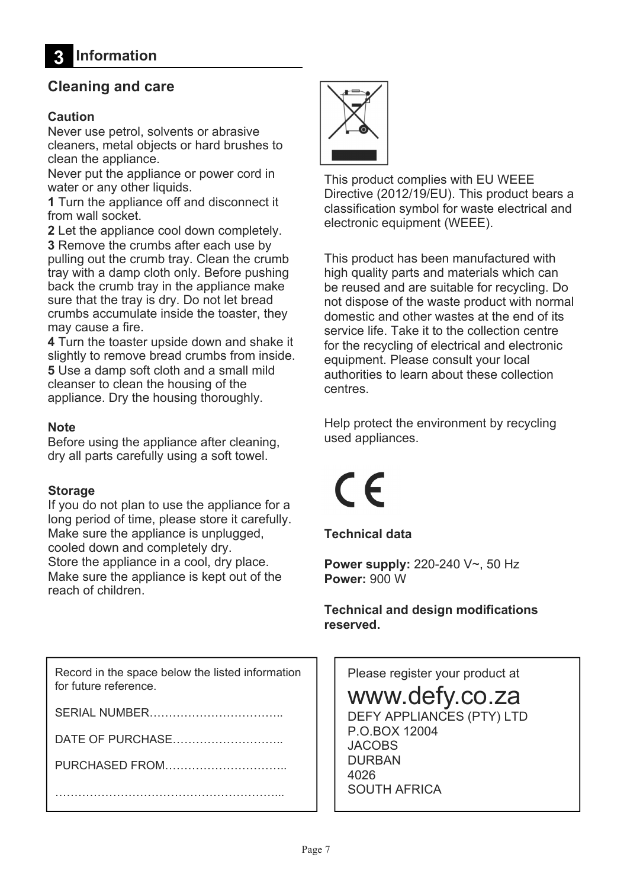# 3 Information

## Cleaning and care

### Caution

Never use petrol, solvents or abrasive cleaners, metal objects or hard brushes to clean the appliance.

Never put the appliance or power cord in water or any other liquids.

**1** Turn the appliance off and disconnect it from wall socket.

**2** Let the appliance cool down completely.

**3** Remove the crumbs after each use by pulling out the crumb tray. Clean the crumb tray with a damp cloth only. Before pushing back the crumb tray in the appliance make sure that the tray is dry. Do not let bread crumbs accumulate inside the toaster, they may cause a fire.

**4** Turn the toaster upside down and shake it slightly to remove bread crumbs from inside.

**5** Use a damp soft cloth and a small mild cleanser to clean the housing of the appliance. Dry the housing thoroughly.

### Note

Before using the appliance after cleaning, dry all parts carefully using a soft towel.

### Storage

If you do not plan to use the appliance for a long period of time, please store it carefully. Make sure the appliance is unplugged, cooled down and completely dry.

Store the appliance in a cool, dry place.

Make sure the appliance is kept out of the reach of children.

This product complies with EU WEEE Directive (2012/19/EU). This product bears a classification symbol for waste electrical and electronic equipment (WEEE).

This product has been manufactured with high quality parts and materials which can be reused and are suitable for recycling. Do not dispose of the waste product with normal domestic and other wastes at the end of its service life. Take it to the collection centre for the recycling of electrical and electronic equipment. Please consult your local authorities to learn about these collection centres.

Help protect the environment by recycling used appliances.

CE

### Technical data

**Power supply:** 220-240 V~, 50 Hz
**Power:** 900 W

**Technical and design modifications reserved.**

Record in the space below the listed information for future reference.

SERIAL NUMBER……………………………..

DATE OF PURCHASE………………………..

PURCHASED FROM………………………….

…………………………………………………...

Please register your product at

www.defy.co.za

DEFY APPLIANCES (PTY) LTD
P.O.BOX 12004
JACOBS
DURBAN
4026
SOUTH AFRICA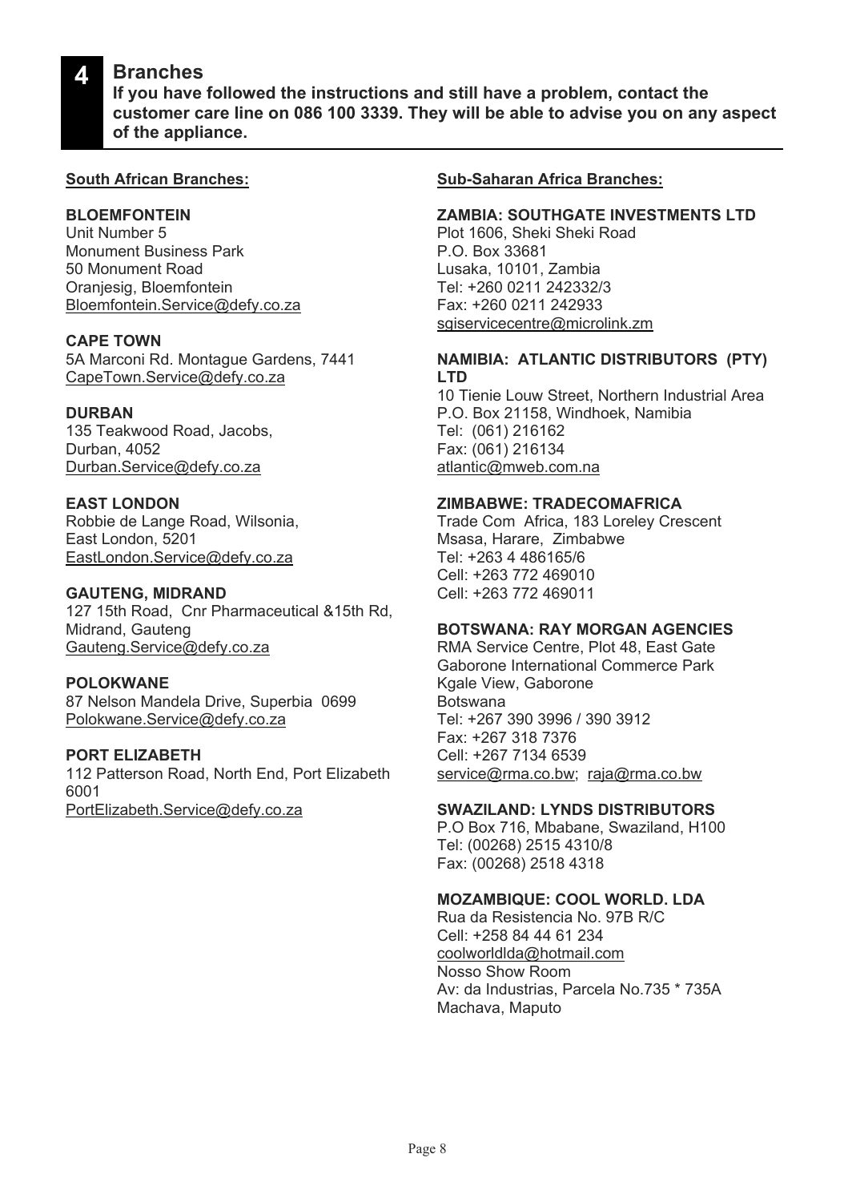## 4 Branches

**If you have followed the instructions and still have a problem, contact the customer care line on 086 100 3339. They will be able to advise you on any aspect of the appliance.**

### South African Branches:

**BLOEMFONTEIN**
Unit Number 5
Monument Business Park
50 Monument Road
Oranjesig, Bloemfontein
Bloemfontein.Service@defy.co.za

**CAPE TOWN**
5A Marconi Rd. Montague Gardens, 7441
CapeTown.Service@defy.co.za

**DURBAN**
135 Teakwood Road, Jacobs,
Durban, 4052
Durban.Service@defy.co.za

**EAST LONDON**
Robbie de Lange Road, Wilsonia,
East London, 5201
EastLondon.Service@defy.co.za

**GAUTENG, MIDRAND**
127 15th Road, Cnr Pharmaceutical &15th Rd,
Midrand, Gauteng
Gauteng.Service@defy.co.za

**POLOKWANE**
87 Nelson Mandela Drive, Superbia 0699
Polokwane.Service@defy.co.za

**PORT ELIZABETH**
112 Patterson Road, North End, Port Elizabeth
6001
PortElizabeth.Service@defy.co.za

### Sub-Saharan Africa Branches:

**ZAMBIA: SOUTHGATE INVESTMENTS LTD**
Plot 1606, Sheki Sheki Road
P.O. Box 33681
Lusaka, 10101, Zambia
Tel: +260 0211 242332/3
Fax: +260 0211 242933
sgiservicecentre@microlink.zm

**NAMIBIA: ATLANTIC DISTRIBUTORS (PTY) LTD**
10 Tienie Louw Street, Northern Industrial Area
P.O. Box 21158, Windhoek, Namibia
Tel: (061) 216162
Fax: (061) 216134
atlantic@mweb.com.na

**ZIMBABWE: TRADECOMAFRICA**
Trade Com Africa, 183 Loreley Crescent
Msasa, Harare, Zimbabwe
Tel: +263 4 486165/6
Cell: +263 772 469010
Cell: +263 772 469011

**BOTSWANA: RAY MORGAN AGENCIES**
RMA Service Centre, Plot 48, East Gate
Gaborone International Commerce Park
Kgale View, Gaborone
Botswana
Tel: +267 390 3996 / 390 3912
Fax: +267 318 7376
Cell: +267 7134 6539
service@rma.co.bw; raja@rma.co.bw

**SWAZILAND: LYNDS DISTRIBUTORS**
P.O Box 716, Mbabane, Swaziland, H100
Tel: (00268) 2515 4310/8
Fax: (00268) 2518 4318

**MOZAMBIQUE: COOL WORLD. LDA**
Rua da Resistencia No. 97B R/C
Cell: +258 84 44 61 234
coolworldlda@hotmail.com
Nosso Show Room
Av: da Industrias, Parcela No.735 * 735A
Machava, Maputo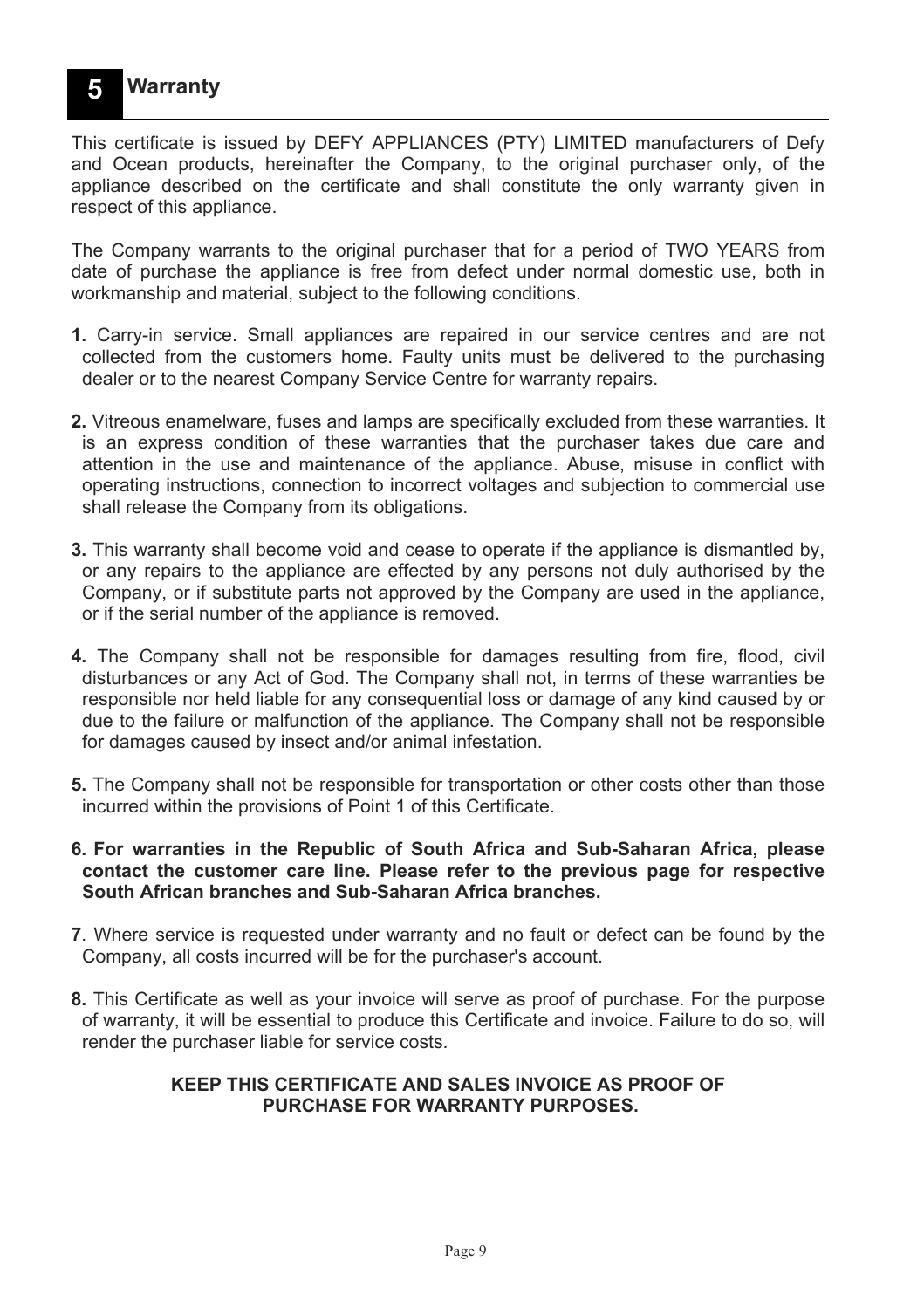# 5 Warranty

This certificate is issued by DEFY APPLIANCES (PTY) LIMITED manufacturers of Defy and Ocean products, hereinafter the Company, to the original purchaser only, of the appliance described on the certificate and shall constitute the only warranty given in respect of this appliance.

The Company warrants to the original purchaser that for a period of TWO YEARS from date of purchase the appliance is free from defect under normal domestic use, both in workmanship and material, subject to the following conditions.

**1.** Carry-in service. Small appliances are repaired in our service centres and are not collected from the customers home. Faulty units must be delivered to the purchasing dealer or to the nearest Company Service Centre for warranty repairs.

**2.** Vitreous enamelware, fuses and lamps are specifically excluded from these warranties. It is an express condition of these warranties that the purchaser takes due care and attention in the use and maintenance of the appliance. Abuse, misuse in conflict with operating instructions, connection to incorrect voltages and subjection to commercial use shall release the Company from its obligations.

**3.** This warranty shall become void and cease to operate if the appliance is dismantled by, or any repairs to the appliance are effected by any persons not duly authorised by the Company, or if substitute parts not approved by the Company are used in the appliance, or if the serial number of the appliance is removed.

**4.** The Company shall not be responsible for damages resulting from fire, flood, civil disturbances or any Act of God. The Company shall not, in terms of these warranties be responsible nor held liable for any consequential loss or damage of any kind caused by or due to the failure or malfunction of the appliance. The Company shall not be responsible for damages caused by insect and/or animal infestation.

**5.** The Company shall not be responsible for transportation or other costs other than those incurred within the provisions of Point 1 of this Certificate.

**6. For warranties in the Republic of South Africa and Sub-Saharan Africa, please contact the customer care line. Please refer to the previous page for respective South African branches and Sub-Saharan Africa branches.**

**7**. Where service is requested under warranty and no fault or defect can be found by the Company, all costs incurred will be for the purchaser's account.

**8.** This Certificate as well as your invoice will serve as proof of purchase. For the purpose of warranty, it will be essential to produce this Certificate and invoice. Failure to do so, will render the purchaser liable for service costs.

**KEEP THIS CERTIFICATE AND SALES INVOICE AS PROOF OF PURCHASE FOR WARRANTY PURPOSES.**